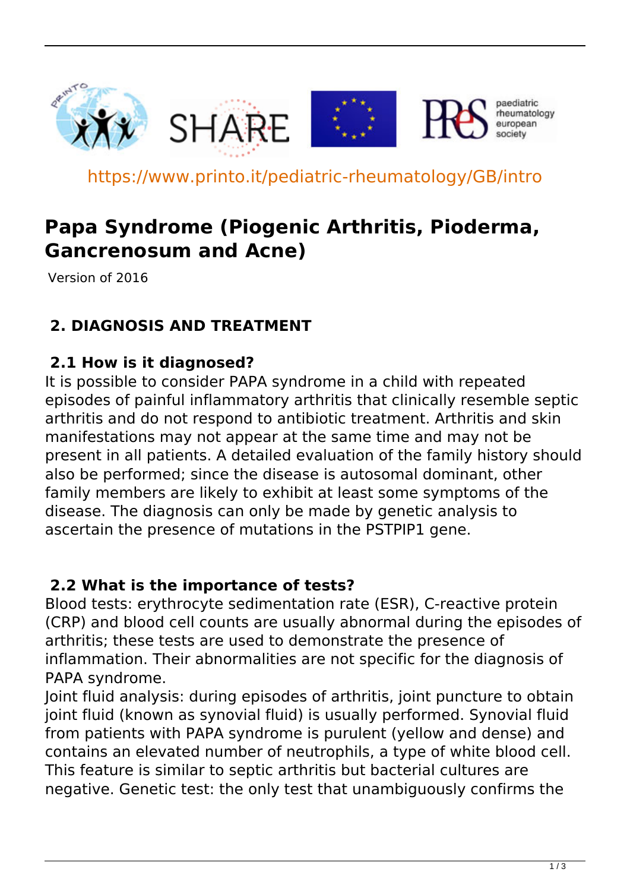https://www.printo.it/pediatric-rheumatology/GB/intro

# Papa Syndrome (Piogenic Arthritis, Pioderma, Gancrenosum and Acne)

Version of 2016

## 2. DIAGNOSIS AND TREATMENT

### 2.1 How is it diagnosed?

It is possible to consider PAPA syndrome in a child with repeated episodes of painful inflammatory arthritis that clinically resemble septic arthritis and do not respond to antibiotic treatment. Arthritis and skin manifestations may not appear at the same time and may not be present in all patients. A detailed evaluation of the family history should also be performed; since the disease is autosomal dominant, other family members are likely to exhibit at least some symptoms of the disease. The diagnosis can only be made by genetic analysis to ascertain the presence of mutations in the PSTPIP1 gene.

### 2.2 What is the importance of tests?

Blood tests: erythrocyte sedimentation rate (ESR), C-reactive protein (CRP) and blood cell counts are usually abnormal during the episodes of arthritis; these tests are used to demonstrate the presence of inflammation. Their abnormalities are not specific for the diagnosis of PAPA syndrome.

Joint fluid analysis: during episodes of arthritis, joint puncture to obtain joint fluid (known as synovial fluid) is usually performed. Synovial fluid from patients with PAPA syndrome is purulent (yellow and dense) and contains an elevated number of neutrophils, a type of white blood cell. This feature is similar to septic arthritis but bacterial cultures are negative. Genetic test: the only test that unambiguously confirms the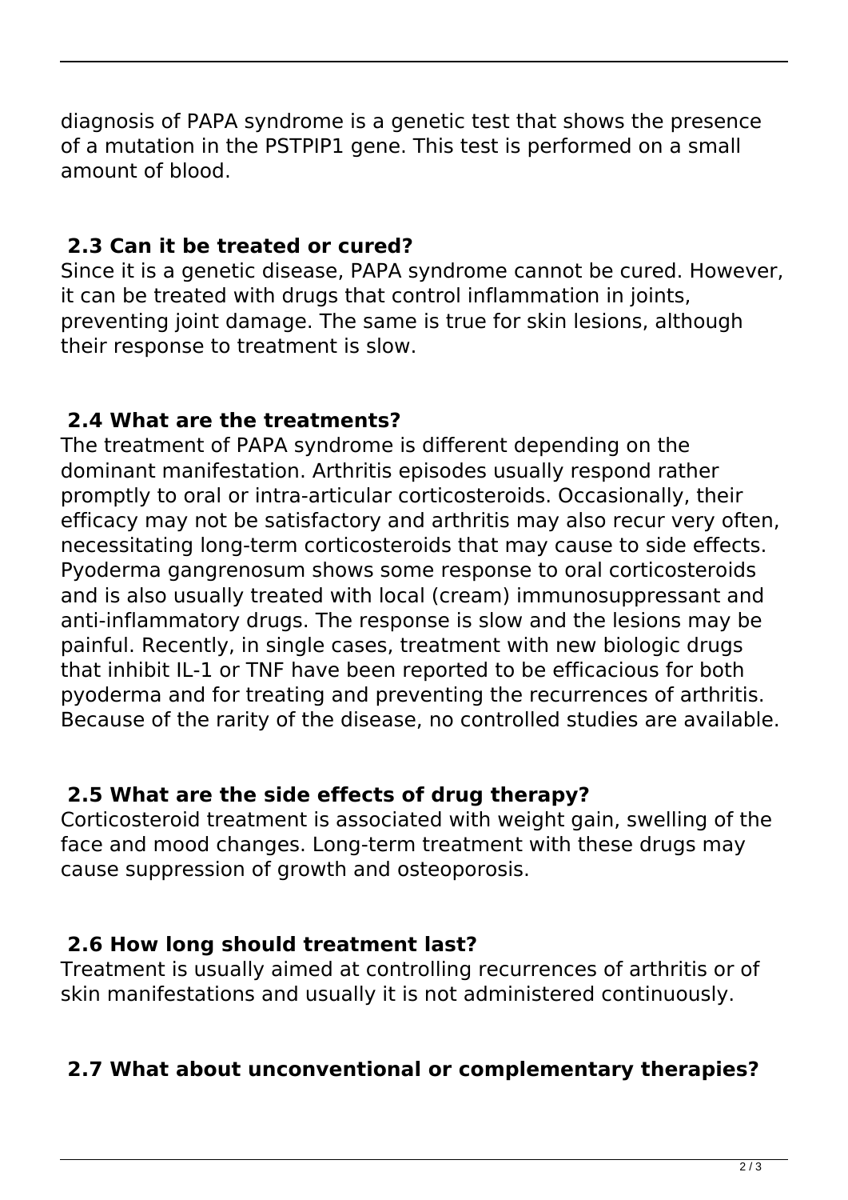diagnosis of PAPA syndrome is a genetic test that shows the presence of a mutation in the PSTPIP1 gene. This test is performed on a small amount of blood.

### 2.3 Can it be treated or cured?

Since it is a genetic disease, PAPA syndrome cannot be cured. However, it can be treated with drugs that control inflammation in joints, preventing joint damage. The same is true for skin lesions, although their response to treatment is slow.

### 2.4 What are the treatments?

The treatment of PAPA syndrome is different depending on the dominant manifestation. Arthritis episodes usually respond rather promptly to oral or intra-articular corticosteroids. Occasionally, their efficacy may not be satisfactory and arthritis may also recur very often, necessitating long-term corticosteroids that may cause to side effects. Pyoderma gangrenosum shows some response to oral corticosteroids and is also usually treated with local (cream) immunosuppressant and anti-inflammatory drugs. The response is slow and the lesions may be painful. Recently, in single cases, treatment with new biologic drugs that inhibit IL-1 or TNF have been reported to be efficacious for both pyoderma and for treating and preventing the recurrences of arthritis. Because of the rarity of the disease, no controlled studies are available.

### 2.5 What are the side effects of drug therapy?

Corticosteroid treatment is associated with weight gain, swelling of the face and mood changes. Long-term treatment with these drugs may cause suppression of growth and osteoporosis.

### 2.6 How long should treatment last?

Treatment is usually aimed at controlling recurrences of arthritis or of skin manifestations and usually it is not administered continuously.

### 2.7 What about unconventional or complementary therapies?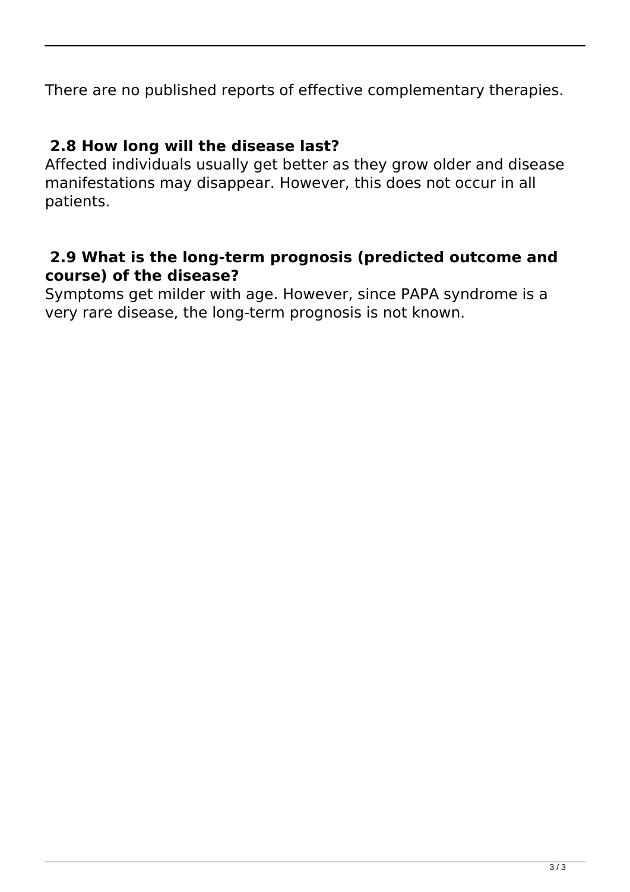There are no published reports of effective complementary therapies.

### 2.8 How long will the disease last?

Affected individuals usually get better as they grow older and disease manifestations may disappear. However, this does not occur in all patients.

### 2.9 What is the long-term prognosis (predicted outcome and course) of the disease?

Symptoms get milder with age. However, since PAPA syndrome is a very rare disease, the long-term prognosis is not known.